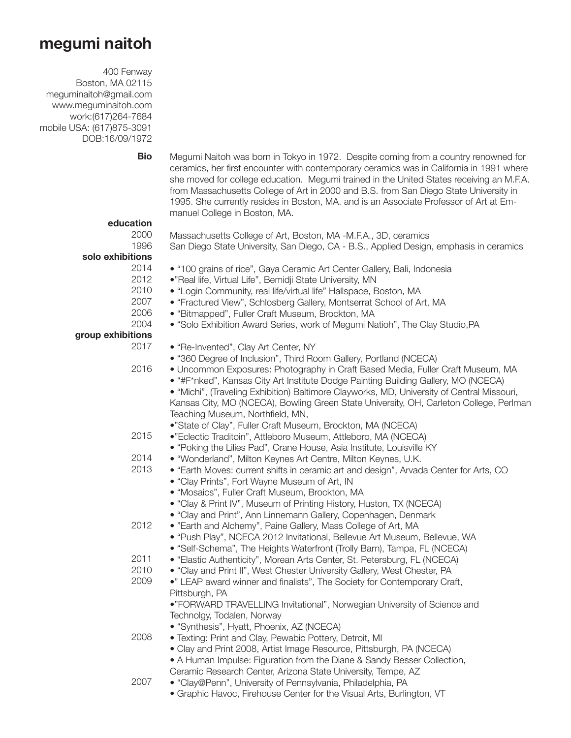# megumi naitoh

400 Fenway
Boston, MA 02115
meguminaitoh@gmail.com
www.meguminaitoh.com
work:(617)264-7684
mobile USA: (617)875-3091
DOB:16/09/1972

**Bio**

Megumi Naitoh was born in Tokyo in 1972. Despite coming from a country renowned for ceramics, her first encounter with contemporary ceramics was in California in 1991 where she moved for college education. Megumi trained in the United States receiving an M.F.A. from Massachusetts College of Art in 2000 and B.S. from San Diego State University in 1995. She currently resides in Boston, MA. and is an Associate Professor of Art at Emmanuel College in Boston, MA.

**education**

2000 Massachusetts College of Art, Boston, MA -M.F.A., 3D, ceramics
1996 San Diego State University, San Diego, CA - B.S., Applied Design, emphasis in ceramics

**solo exhibitions**

2014
- "100 grains of rice", Gaya Ceramic Art Center Gallery, Bali, Indonesia

2012
- "Real life, Virtual Life", Bemidji State University, MN

2010
- "Login Community, real life/virtual life" Hallspace, Boston, MA

2007
- "Fractured View", Schlosberg Gallery, Montserrat School of Art, MA

2006
- "Bitmapped", Fuller Craft Museum, Brockton, MA

2004
- "Solo Exhibition Award Series, work of Megumi Natioh", The Clay Studio,PA

**group exhibitions**

2017
- "Re-Invented", Clay Art Center, NY
- "360 Degree of Inclusion", Third Room Gallery, Portland (NCECA)

2016
- Uncommon Exposures: Photography in Craft Based Media, Fuller Craft Museum, MA
- "#F*nked", Kansas City Art Institute Dodge Painting Building Gallery, MO (NCECA)
- "Michi", (Traveling Exhibition) Baltimore Clayworks, MD, University of Central Missouri, Kansas City, MO (NCECA), Bowling Green State University, OH, Carleton College, Perlman Teaching Museum, Northfield, MN,
- "State of Clay", Fuller Craft Museum, Brockton, MA (NCECA)

2015
- "Eclectic Traditoin", Attleboro Museum, Attleboro, MA (NCECA)
- "Poking the Lilies Pad", Crane House, Asia Institute, Louisville KY

2014
- "Wonderland", Milton Keynes Art Centre, Milton Keynes, U.K.

2013
- "Earth Moves: current shifts in ceramic art and design", Arvada Center for Arts, CO
- "Clay Prints", Fort Wayne Museum of Art, IN
- "Mosaics", Fuller Craft Museum, Brockton, MA
- "Clay & Print IV", Museum of Printing History, Huston, TX (NCECA)
- "Clay and Print", Ann Linnemann Gallery, Copenhagen, Denmark

2012
- "Earth and Alchemy", Paine Gallery, Mass College of Art, MA
- "Push Play", NCECA 2012 Invitational, Bellevue Art Museum, Bellevue, WA
- "Self-Schema", The Heights Waterfront (Trolly Barn), Tampa, FL (NCECA)

2011
- "Elastic Authenticity", Morean Arts Center, St. Petersburg, FL (NCECA)

2010
- "Clay and Print II", West Chester University Gallery, West Chester, PA

2009
- " LEAP award winner and finalists", The Society for Contemporary Craft, Pittsburgh, PA
- "FORWARD TRAVELLING Invitational", Norwegian University of Science and Technolgy, Todalen, Norway
- "Synthesis", Hyatt, Phoenix, AZ (NCECA)

2008
- Texting: Print and Clay, Pewabic Pottery, Detroit, MI
- Clay and Print 2008, Artist Image Resource, Pittsburgh, PA (NCECA)
- A Human Impulse: Figuration from the Diane & Sandy Besser Collection, Ceramic Research Center, Arizona State University, Tempe, AZ

2007
- "Clay@Penn", University of Pennsylvania, Philadelphia, PA
- Graphic Havoc, Firehouse Center for the Visual Arts, Burlington, VT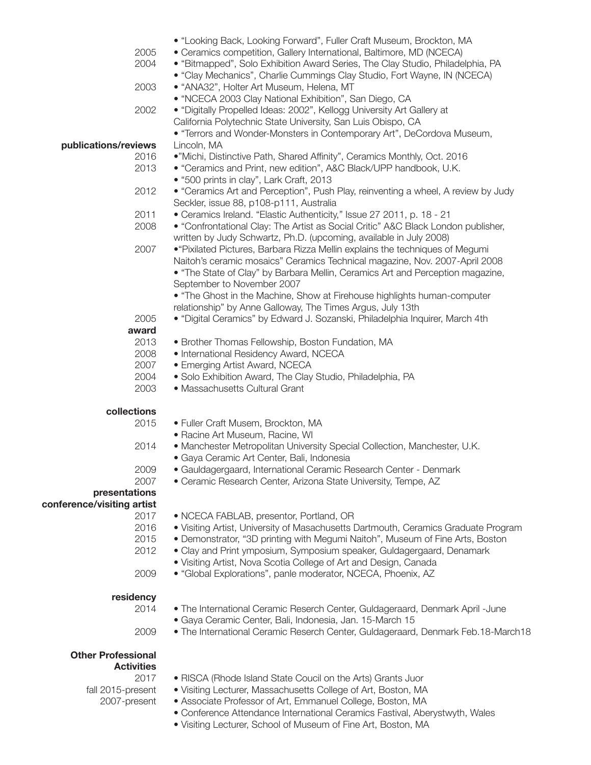- "Looking Back, Looking Forward", Fuller Craft Museum, Brockton, MA

2005
- Ceramics competition, Gallery International, Baltimore, MD (NCECA)

2004
- "Bitmapped", Solo Exhibition Award Series, The Clay Studio, Philadelphia, PA
- "Clay Mechanics", Charlie Cummings Clay Studio, Fort Wayne, IN (NCECA)

2003
- "ANA32", Holter Art Museum, Helena, MT
- "NCECA 2003 Clay National Exhibition", San Diego, CA

2002
- "Digitally Propelled Ideas: 2002", Kellogg University Art Gallery at California Polytechnic State University, San Luis Obispo, CA
- "Terrors and Wonder-Monsters in Contemporary Art", DeCordova Museum, Lincoln, MA

**publications/reviews**

2016
- "Michi, Distinctive Path, Shared Affinity", Ceramics Monthly, Oct. 2016

2013
- "Ceramics and Print, new edition", A&C Black/UPP handbook, U.K.
- "500 prints in clay", Lark Craft, 2013

2012
- "Ceramics Art and Perception", Push Play, reinventing a wheel, A review by Judy Seckler, issue 88, p108-p111, Australia

2011
- Ceramics Ireland. "Elastic Authenticity," Issue 27 2011, p. 18 - 21

2008
- "Confrontational Clay: The Artist as Social Critic" A&C Black London publisher, written by Judy Schwartz, Ph.D. (upcoming, available in July 2008)

2007
- "Pixilated Pictures, Barbara Rizza Mellin explains the techniques of Megumi Naitoh's ceramic mosaics" Ceramics Technical magazine, Nov. 2007-April 2008
- "The State of Clay" by Barbara Mellin, Ceramics Art and Perception magazine, September to November 2007
- "The Ghost in the Machine, Show at Firehouse highlights human-computer relationship" by Anne Galloway, The Times Argus, July 13th

2005
- "Digital Ceramics" by Edward J. Sozanski, Philadelphia Inquirer, March 4th

**award**

2013
- Brother Thomas Fellowship, Boston Fundation, MA

2008
- International Residency Award, NCECA

2007
- Emerging Artist Award, NCECA

2004
- Solo Exhibition Award, The Clay Studio, Philadelphia, PA

2003
- Massachusetts Cultural Grant

**collections**

2015
- Fuller Craft Musem, Brockton, MA
- Racine Art Museum, Racine, WI

2014
- Manchester Metropolitan University Special Collection, Manchester, U.K.
- Gaya Ceramic Art Center, Bali, Indonesia

2009
- Gauldagergaard, International Ceramic Research Center - Denmark

2007
- Ceramic Research Center, Arizona State University, Tempe, AZ

**presentations conference/visiting artist**

2017
- NCECA FABLAB, presentor, Portland, OR

2016
- Visiting Artist, University of Masachusetts Dartmouth, Ceramics Graduate Program

2015
- Demonstrator, "3D printing with Megumi Naitoh", Museum of Fine Arts, Boston

2012
- Clay and Print ymposium, Symposium speaker, Guldagergaard, Denamark
- Visiting Artist, Nova Scotia College of Art and Design, Canada

2009
- "Global Explorations", panle moderator, NCECA, Phoenix, AZ

**residency**

2014
- The International Ceramic Reserch Center, Guldageraard, Denmark April -June
- Gaya Ceramic Center, Bali, Indonesia, Jan. 15-March 15

2009
- The International Ceramic Reserch Center, Guldageraard, Denmark Feb.18-March18

**Other Professional Activities**

2017
- RISCA (Rhode Island State Coucil on the Arts) Grants Juor

fall 2015-present
- Visiting Lecturer, Massachusetts College of Art, Boston, MA

2007-present
- Associate Professor of Art, Emmanuel College, Boston, MA
- Conference Attendance International Ceramics Fastival, Aberystwyth, Wales
- Visiting Lecturer, School of Museum of Fine Art, Boston, MA